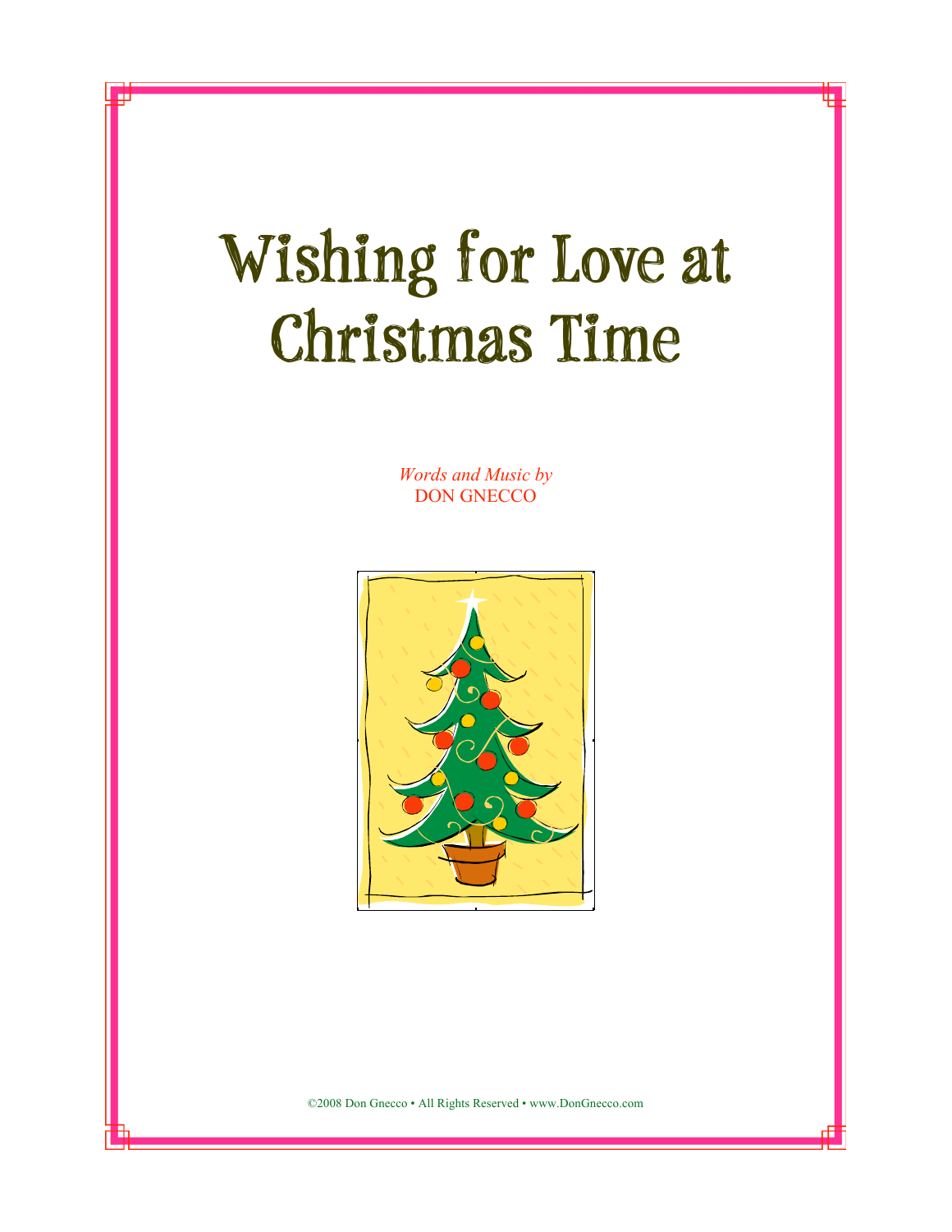# Wishing for Love at Christmas Time

*Words and Music by*
DON GNECCO

©2008 Don Gnecco • All Rights Reserved • www.DonGnecco.com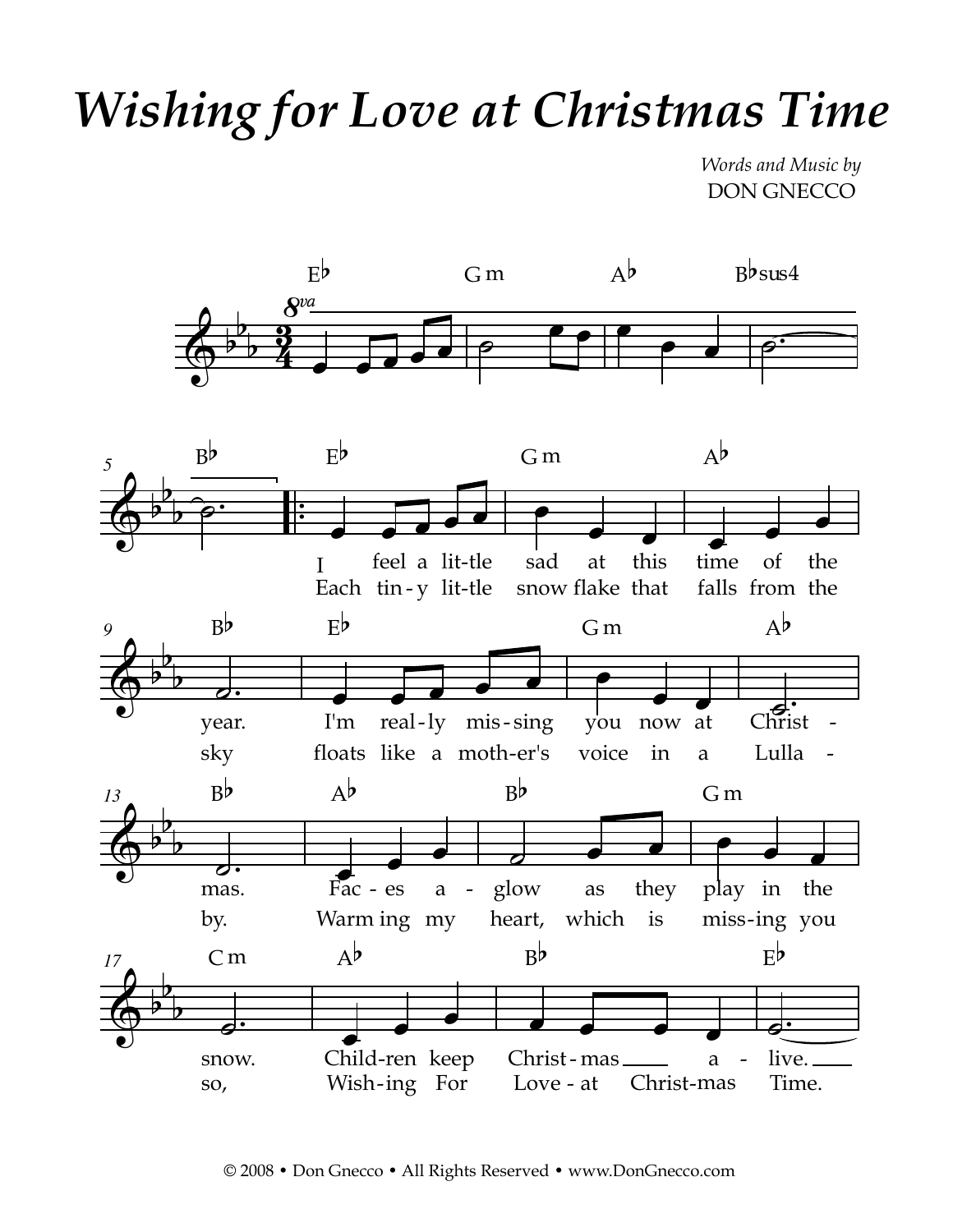# *Wishing for Love at Christmas Time*

*Words and Music by*
DON GNECCO

E♭ G m A♭ B♭sus4

B♭ E♭ G m A♭

I feel a lit-tle sad at this time of the
Each tin-y lit-tle snow flake that falls from the

B♭ E♭ G m A♭

year. I'm real-ly mis-sing you now at Christ-
sky floats like a moth-er's voice in a Lulla-

B♭ A♭ B♭ G m

mas. Fac-es a-glow as they play in the
by. Warm ing my heart, which is miss-ing you

C m A♭ B♭ E♭

snow. Child-ren keep Christ-mas a-live.
so, Wish-ing For Love-at Christ-mas Time.

© 2008 • Don Gnecco • All Rights Reserved • www.DonGnecco.com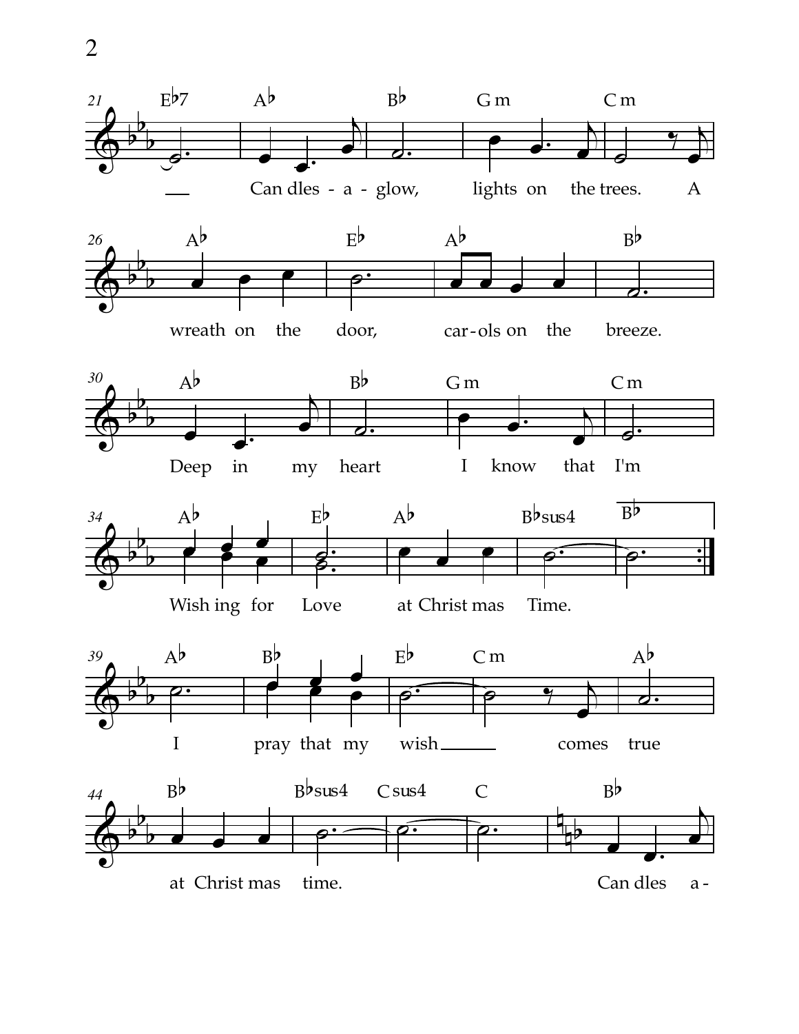Candles - a - glow, lights on the trees. A wreath on the door, car-ols on the breeze.

Deep in my heart I know that I'm Wish ing for Love at Christ mas Time.

I pray that my wish comes true at Christ mas time.

Can dles a -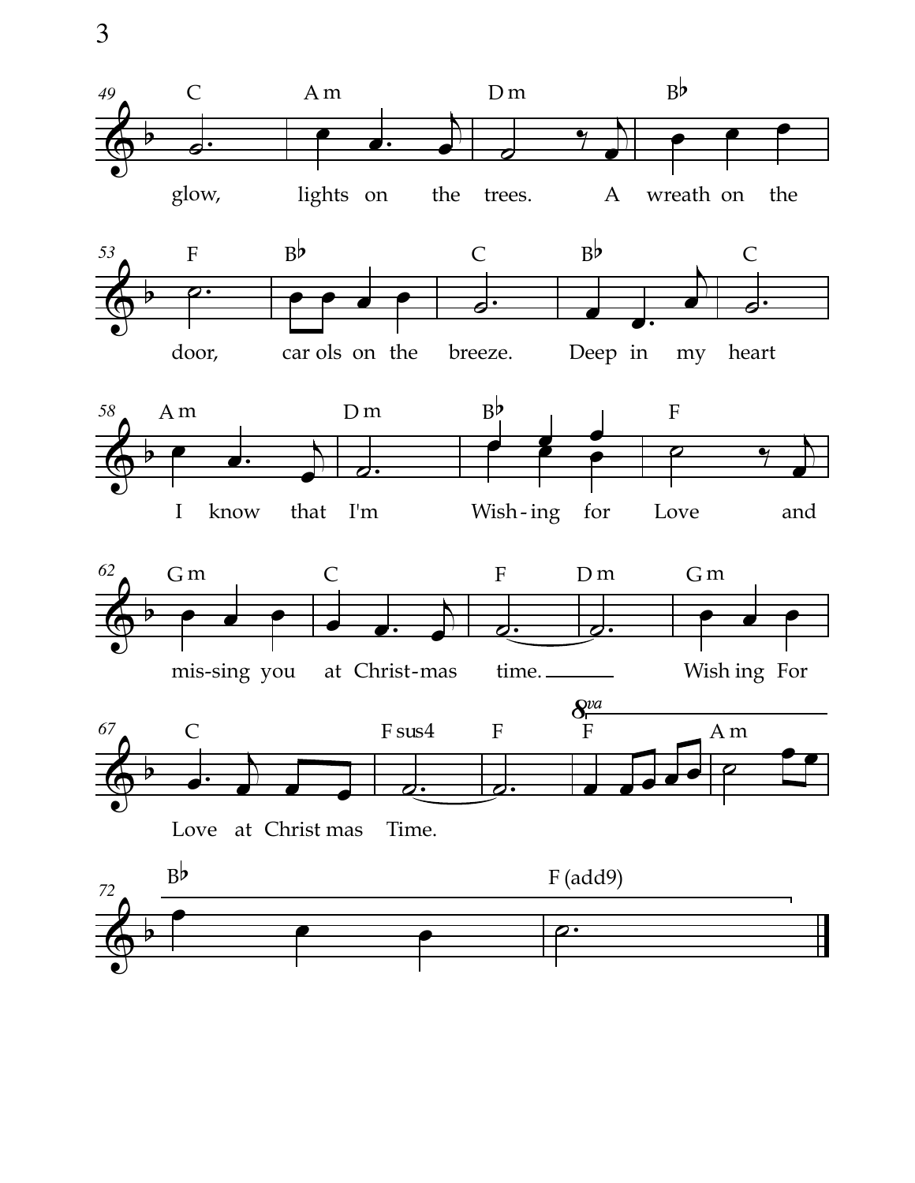49 C Am Dm B♭

glow, lights on the trees. A wreath on the

53 F B♭ C B♭ C

door, car ols on the breeze. Deep in my heart

58 Am Dm B♭ F

I know that I'm Wish - ing for Love and

62 Gm C F Dm Gm

mis-sing you at Christ-mas time. Wish ing For

67 C Fsus4 F F Am

8va

Love at Christ mas Time.

72 B♭ F (add9)